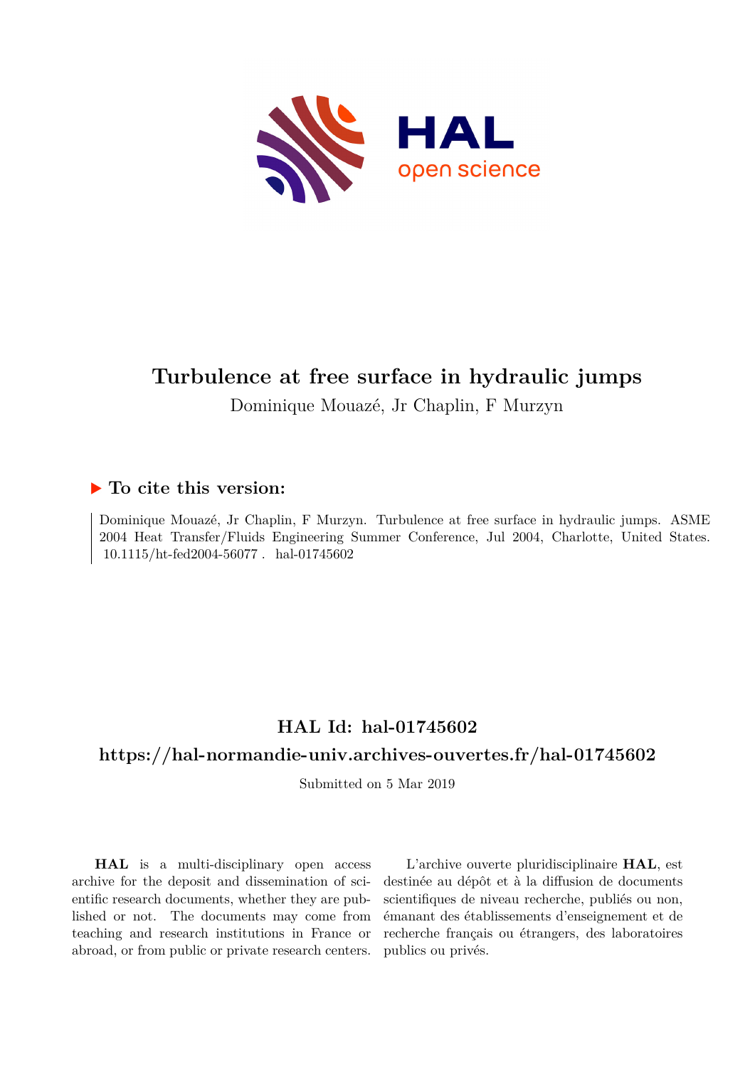# Turbulence at free surface in hydraulic jumps

Dominique Mouazé, Jr Chaplin, F Murzyn

## ▶ To cite this version:

Dominique Mouazé, Jr Chaplin, F Murzyn. Turbulence at free surface in hydraulic jumps. ASME 2004 Heat Transfer/Fluids Engineering Summer Conference, Jul 2004, Charlotte, United States. 10.1115/ht-fed2004-56077 . hal-01745602

## HAL Id: hal-01745602

## https://hal-normandie-univ.archives-ouvertes.fr/hal-01745602

Submitted on 5 Mar 2019

**HAL** is a multi-disciplinary open access archive for the deposit and dissemination of scientific research documents, whether they are published or not. The documents may come from teaching and research institutions in France or abroad, or from public or private research centers.

L'archive ouverte pluridisciplinaire **HAL**, est destinée au dépôt et à la diffusion de documents scientifiques de niveau recherche, publiés ou non, émanant des établissements d'enseignement et de recherche français ou étrangers, des laboratoires publics ou privés.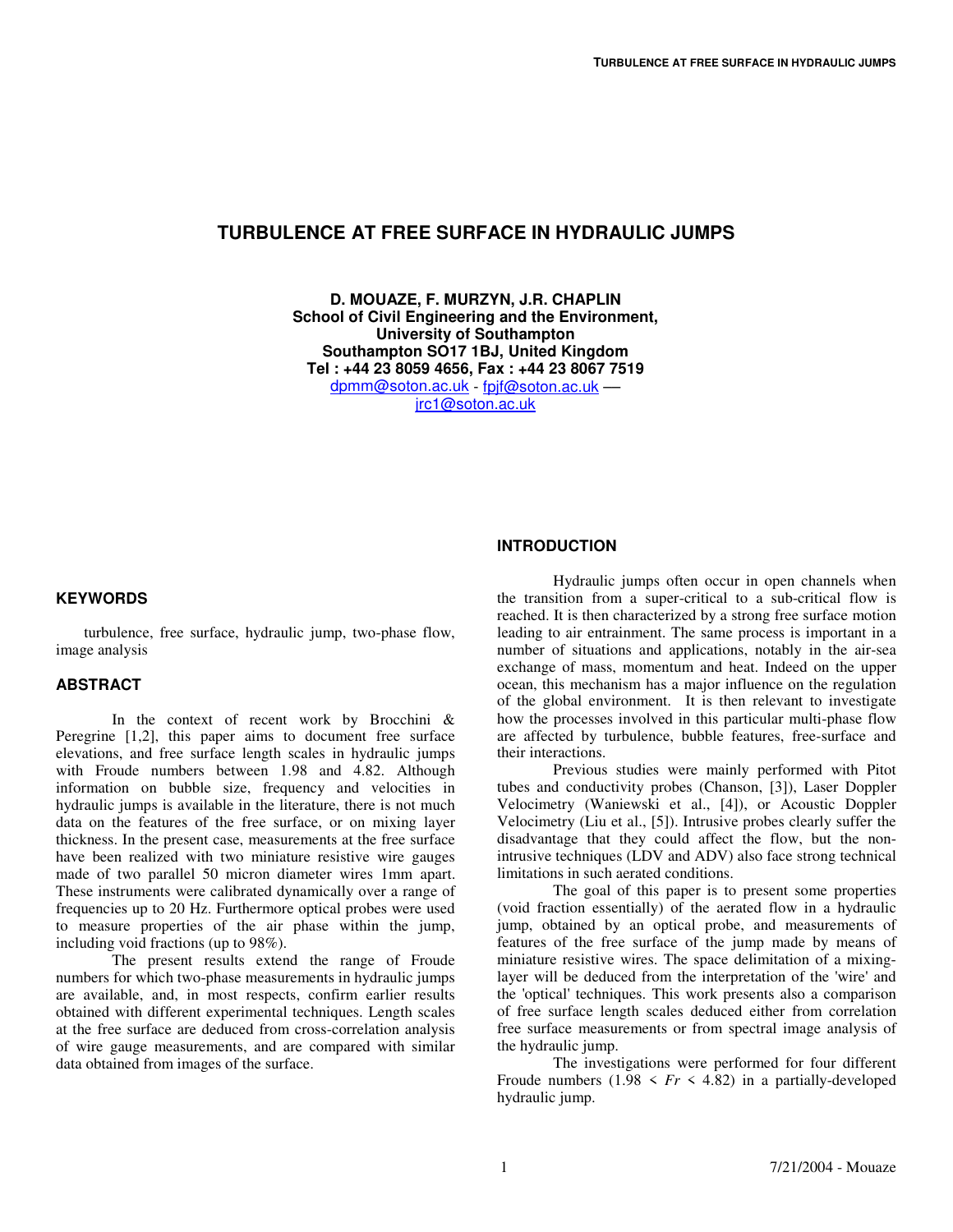# TURBULENCE AT FREE SURFACE IN HYDRAULIC JUMPS

**D. MOUAZE, F. MURZYN, J.R. CHAPLIN**
**School of Civil Engineering and the Environment,**
**University of Southampton**
**Southampton SO17 1BJ, United Kingdom**
**Tel : +44 23 8059 4656, Fax : +44 23 8067 7519**
dpmm@soton.ac.uk - fpjf@soton.ac.uk –
jrc1@soton.ac.uk

## KEYWORDS

turbulence, free surface, hydraulic jump, two-phase flow, image analysis

## ABSTRACT

In the context of recent work by Brocchini & Peregrine [1,2], this paper aims to document free surface elevations, and free surface length scales in hydraulic jumps with Froude numbers between 1.98 and 4.82. Although information on bubble size, frequency and velocities in hydraulic jumps is available in the literature, there is not much data on the features of the free surface, or on mixing layer thickness. In the present case, measurements at the free surface have been realized with two miniature resistive wire gauges made of two parallel 50 micron diameter wires 1mm apart. These instruments were calibrated dynamically over a range of frequencies up to 20 Hz. Furthermore optical probes were used to measure properties of the air phase within the jump, including void fractions (up to 98%).

The present results extend the range of Froude numbers for which two-phase measurements in hydraulic jumps are available, and, in most respects, confirm earlier results obtained with different experimental techniques. Length scales at the free surface are deduced from cross-correlation analysis of wire gauge measurements, and are compared with similar data obtained from images of the surface.

## INTRODUCTION

Hydraulic jumps often occur in open channels when the transition from a super-critical to a sub-critical flow is reached. It is then characterized by a strong free surface motion leading to air entrainment. The same process is important in a number of situations and applications, notably in the air-sea exchange of mass, momentum and heat. Indeed on the upper ocean, this mechanism has a major influence on the regulation of the global environment. It is then relevant to investigate how the processes involved in this particular multi-phase flow are affected by turbulence, bubble features, free-surface and their interactions.

Previous studies were mainly performed with Pitot tubes and conductivity probes (Chanson, [3]), Laser Doppler Velocimetry (Waniewski et al., [4]), or Acoustic Doppler Velocimetry (Liu et al., [5]). Intrusive probes clearly suffer the disadvantage that they could affect the flow, but the non-intrusive techniques (LDV and ADV) also face strong technical limitations in such aerated conditions.

The goal of this paper is to present some properties (void fraction essentially) of the aerated flow in a hydraulic jump, obtained by an optical probe, and measurements of features of the free surface of the jump made by means of miniature resistive wires. The space delimitation of a mixing-layer will be deduced from the interpretation of the 'wire' and the 'optical' techniques. This work presents also a comparison of free surface length scales deduced either from correlation free surface measurements or from spectral image analysis of the hydraulic jump.

The investigations were performed for four different Froude numbers ($1.98 < Fr < 4.82$) in a partially-developed hydraulic jump.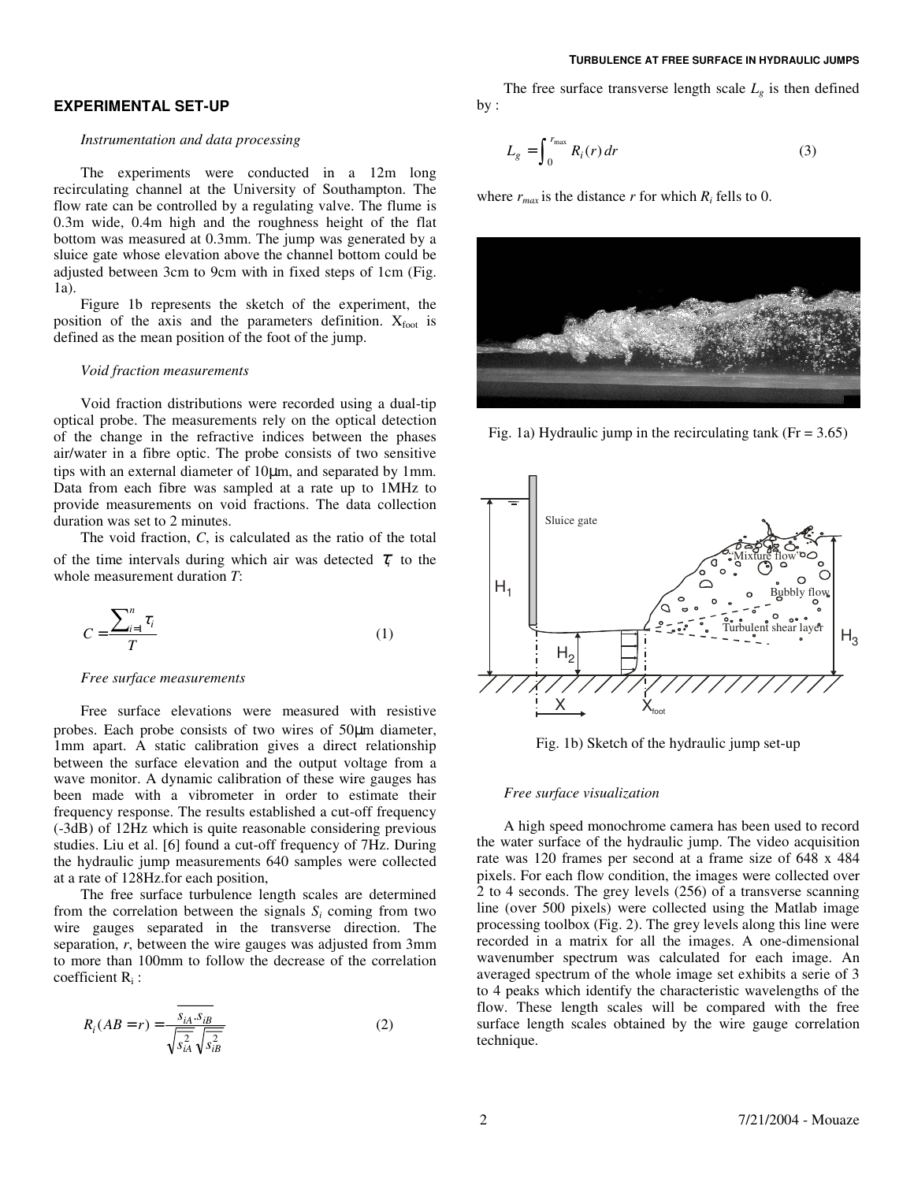## EXPERIMENTAL SET-UP

### *Instrumentation and data processing*

The experiments were conducted in a 12m long recirculating channel at the University of Southampton. The flow rate can be controlled by a regulating valve. The flume is 0.3m wide, 0.4m high and the roughness height of the flat bottom was measured at 0.3mm. The jump was generated by a sluice gate whose elevation above the channel bottom could be adjusted between 3cm to 9cm with in fixed steps of 1cm (Fig. 1a).

Figure 1b represents the sketch of the experiment, the position of the axis and the parameters definition. $X_{foot}$ is defined as the mean position of the foot of the jump.

### *Void fraction measurements*

Void fraction distributions were recorded using a dual-tip optical probe. The measurements rely on the optical detection of the change in the refractive indices between the phases air/water in a fibre optic. The probe consists of two sensitive tips with an external diameter of 10μm, and separated by 1mm. Data from each fibre was sampled at a rate up to 1MHz to provide measurements on void fractions. The data collection duration was set to 2 minutes.

The void fraction, $C$, is calculated as the ratio of the total of the time intervals during which air was detected $\tau_i$ to the whole measurement duration $T$:

$$C = \frac{\sum_{i=1}^{n} \tau_i}{T} \tag{1}$$

### *Free surface measurements*

Free surface elevations were measured with resistive probes. Each probe consists of two wires of 50μm diameter, 1mm apart. A static calibration gives a direct relationship between the surface elevation and the output voltage from a wave monitor. A dynamic calibration of these wire gauges has been made with a vibrometer in order to estimate their frequency response. The results established a cut-off frequency (-3dB) of 12Hz which is quite reasonable considering previous studies. Liu et al. [6] found a cut-off frequency of 7Hz. During the hydraulic jump measurements 640 samples were collected at a rate of 128Hz.for each position,

The free surface turbulence length scales are determined from the correlation between the signals $S_i$ coming from two wire gauges separated in the transverse direction. The separation, $r$, between the wire gauges was adjusted from 3mm to more than 100mm to follow the decrease of the correlation coefficient $R_i$ :

$$R_i(AB = r) = \frac{\overline{s_{iA}.s_{iB}}}{\sqrt{\overline{s_{iA}^2}}\sqrt{\overline{s_{iB}^2}}} \tag{2}$$

The free surface transverse length scale $L_g$ is then defined by :

$$L_g = \int_0^{r_{max}} R_i(r)\,dr \tag{3}$$

where $r_{max}$ is the distance $r$ for which $R_i$ fells to 0.

Fig. 1a) Hydraulic jump in the recirculating tank (Fr = 3.65)

Fig. 1b) Sketch of the hydraulic jump set-up

### *Free surface visualization*

A high speed monochrome camera has been used to record the water surface of the hydraulic jump. The video acquisition rate was 120 frames per second at a frame size of 648 x 484 pixels. For each flow condition, the images were collected over 2 to 4 seconds. The grey levels (256) of a transverse scanning line (over 500 pixels) were collected using the Matlab image processing toolbox (Fig. 2). The grey levels along this line were recorded in a matrix for all the images. A one-dimensional wavenumber spectrum was calculated for each image. An averaged spectrum of the whole image set exhibits a serie of 3 to 4 peaks which identify the characteristic wavelengths of the flow. These length scales will be compared with the free surface length scales obtained by the wire gauge correlation technique.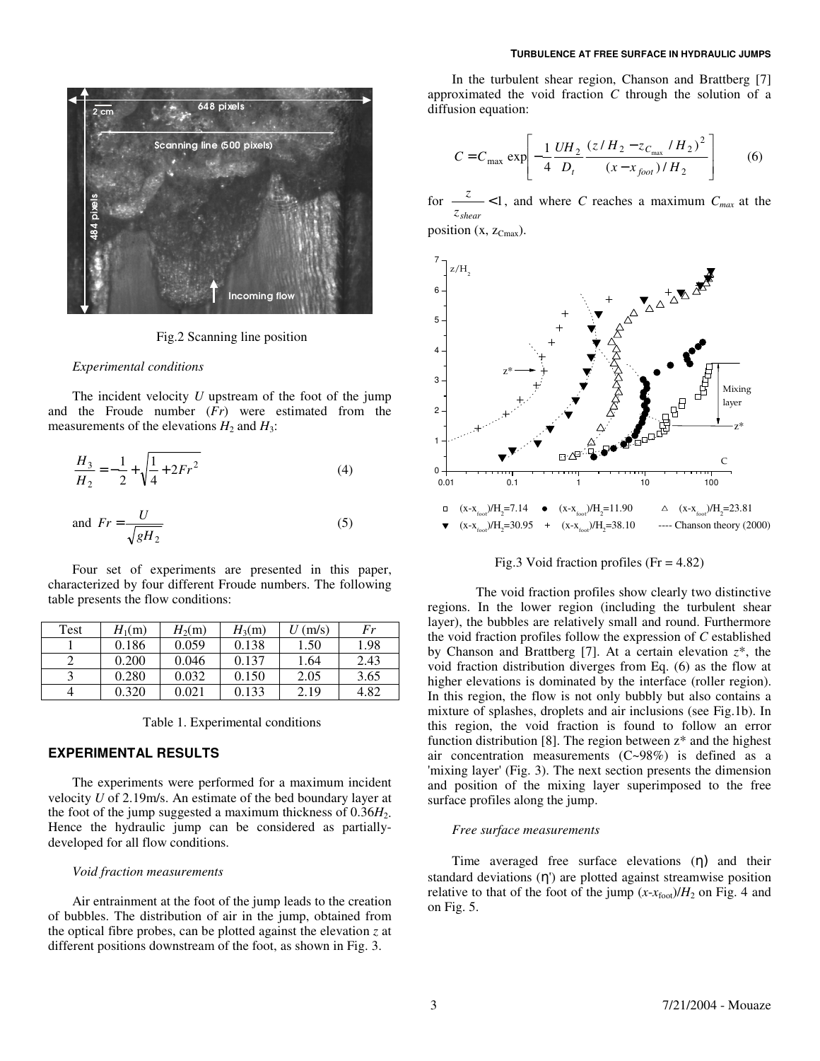Fig.2 Scanning line position

*Experimental conditions*

The incident velocity $U$ upstream of the foot of the jump and the Froude number ($Fr$) were estimated from the measurements of the elevations $H_2$ and $H_3$:

$$\frac{H_3}{H_2} = -\frac{1}{2} + \sqrt{\frac{1}{4} + 2Fr^2} \tag{4}$$

$$\text{and } Fr = \frac{U}{\sqrt{gH_2}} \tag{5}$$

Four set of experiments are presented in this paper, characterized by four different Froude numbers. The following table presents the flow conditions:

| Test | $H_1$(m) | $H_2$(m) | $H_3$(m) | $U$ (m/s) | $Fr$ |
|---|---|---|---|---|---|
| 1 | 0.186 | 0.059 | 0.138 | 1.50 | 1.98 |
| 2 | 0.200 | 0.046 | 0.137 | 1.64 | 2.43 |
| 3 | 0.280 | 0.032 | 0.150 | 2.05 | 3.65 |
| 4 | 0.320 | 0.021 | 0.133 | 2.19 | 4.82 |

Table 1. Experimental conditions

## EXPERIMENTAL RESULTS

The experiments were performed for a maximum incident velocity $U$ of 2.19m/s. An estimate of the bed boundary layer at the foot of the jump suggested a maximum thickness of $0.36H_2$. Hence the hydraulic jump can be considered as partially-developed for all flow conditions.

*Void fraction measurements*

Air entrainment at the foot of the jump leads to the creation of bubbles. The distribution of air in the jump, obtained from the optical fibre probes, can be plotted against the elevation $z$ at different positions downstream of the foot, as shown in Fig. 3.

In the turbulent shear region, Chanson and Brattberg [7] approximated the void fraction $C$ through the solution of a diffusion equation:

$$C = C_{\max} \exp\left[ -\frac{1}{4} \frac{UH_2}{D_t} \frac{(z/H_2 - z_{C_{\max}}/H_2)^2}{(x - x_{foot})/H_2} \right] \tag{6}$$

for $\frac{z}{z_{shear}} < 1$, and where $C$ reaches a maximum $C_{max}$ at the position (x, $z_{Cmax}$).

Fig.3 Void fraction profiles (Fr = 4.82)

The void fraction profiles show clearly two distinctive regions. In the lower region (including the turbulent shear layer), the bubbles are relatively small and round. Furthermore the void fraction profiles follow the expression of $C$ established by Chanson and Brattberg [7]. At a certain elevation $z^*$, the void fraction distribution diverges from Eq. (6) as the flow at higher elevations is dominated by the interface (roller region). In this region, the flow is not only bubbly but also contains a mixture of splashes, droplets and air inclusions (see Fig.1b). In this region, the void fraction is found to follow an error function distribution [8]. The region between z* and the highest air concentration measurements (C~98%) is defined as a 'mixing layer' (Fig. 3). The next section presents the dimension and position of the mixing layer superimposed to the free surface profiles along the jump.

*Free surface measurements*

Time averaged free surface elevations ($\eta$) and their standard deviations ($\eta'$) are plotted against streamwise position relative to that of the foot of the jump $(x\text{-}x_{\text{foot}})/H_2$ on Fig. 4 and on Fig. 5.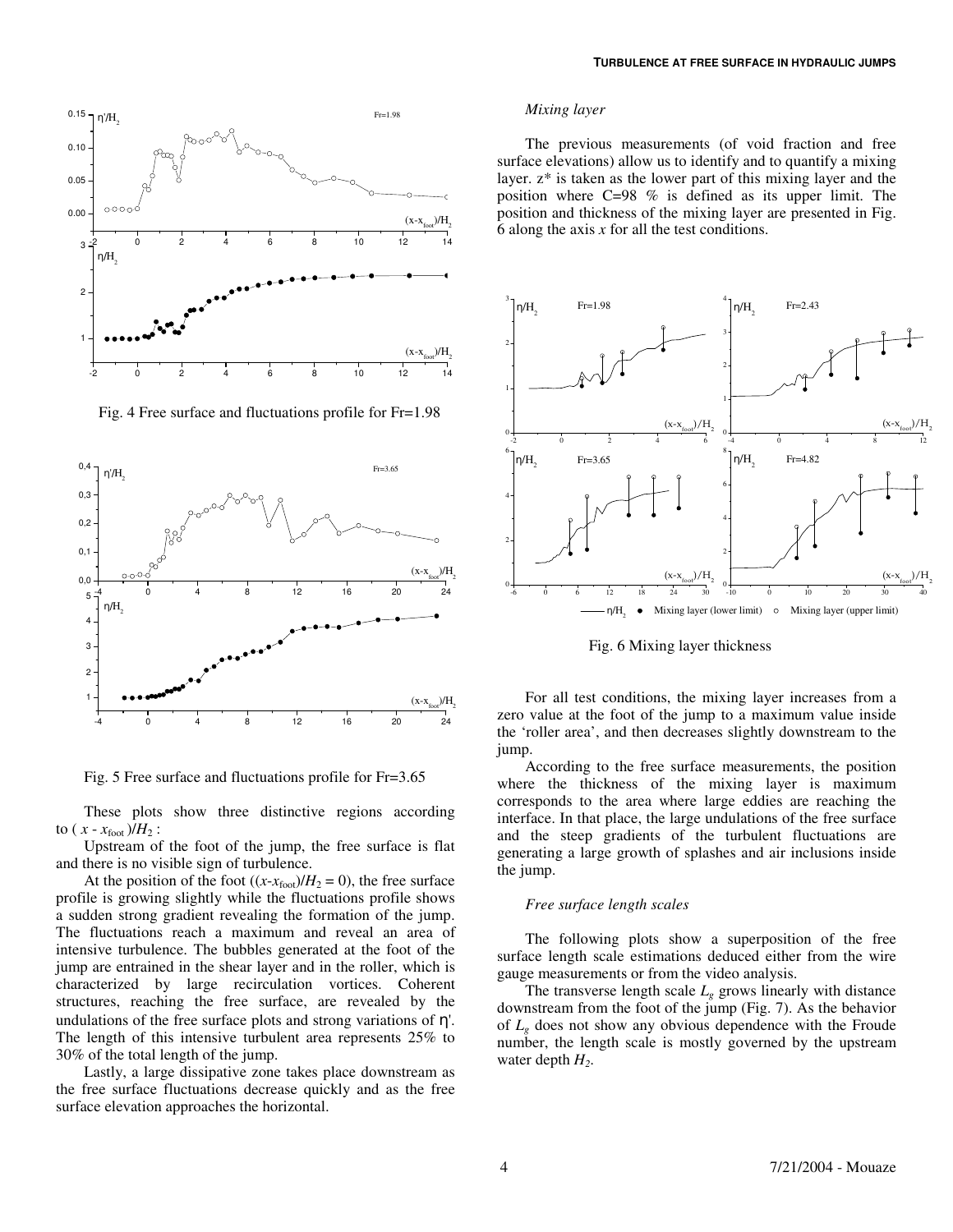Fig. 4 Free surface and fluctuations profile for Fr=1.98

Fig. 5 Free surface and fluctuations profile for Fr=3.65

These plots show three distinctive regions according to ( $x - x_{foot}$ )/$H_2$ :

Upstream of the foot of the jump, the free surface is flat and there is no visible sign of turbulence.

At the position of the foot (($x$-$x_{foot}$)/$H_2$ = 0), the free surface profile is growing slightly while the fluctuations profile shows a sudden strong gradient revealing the formation of the jump. The fluctuations reach a maximum and reveal an area of intensive turbulence. The bubbles generated at the foot of the jump are entrained in the shear layer and in the roller, which is characterized by large recirculation vortices. Coherent structures, reaching the free surface, are revealed by the undulations of the free surface plots and strong variations of $\eta'$. The length of this intensive turbulent area represents 25% to 30% of the total length of the jump.

Lastly, a large dissipative zone takes place downstream as the free surface fluctuations decrease quickly and as the free surface elevation approaches the horizontal.

*Mixing layer*

The previous measurements (of void fraction and free surface elevations) allow us to identify and to quantify a mixing layer. z* is taken as the lower part of this mixing layer and the position where C=98 % is defined as its upper limit. The position and thickness of the mixing layer are presented in Fig. 6 along the axis *x* for all the test conditions.

Fig. 6 Mixing layer thickness

For all test conditions, the mixing layer increases from a zero value at the foot of the jump to a maximum value inside the 'roller area', and then decreases slightly downstream to the jump.

According to the free surface measurements, the position where the thickness of the mixing layer is maximum corresponds to the area where large eddies are reaching the interface. In that place, the large undulations of the free surface and the steep gradients of the turbulent fluctuations are generating a large growth of splashes and air inclusions inside the jump.

*Free surface length scales*

The following plots show a superposition of the free surface length scale estimations deduced either from the wire gauge measurements or from the video analysis.

The transverse length scale $L_g$ grows linearly with distance downstream from the foot of the jump (Fig. 7). As the behavior of $L_g$ does not show any obvious dependence with the Froude number, the length scale is mostly governed by the upstream water depth $H_2$.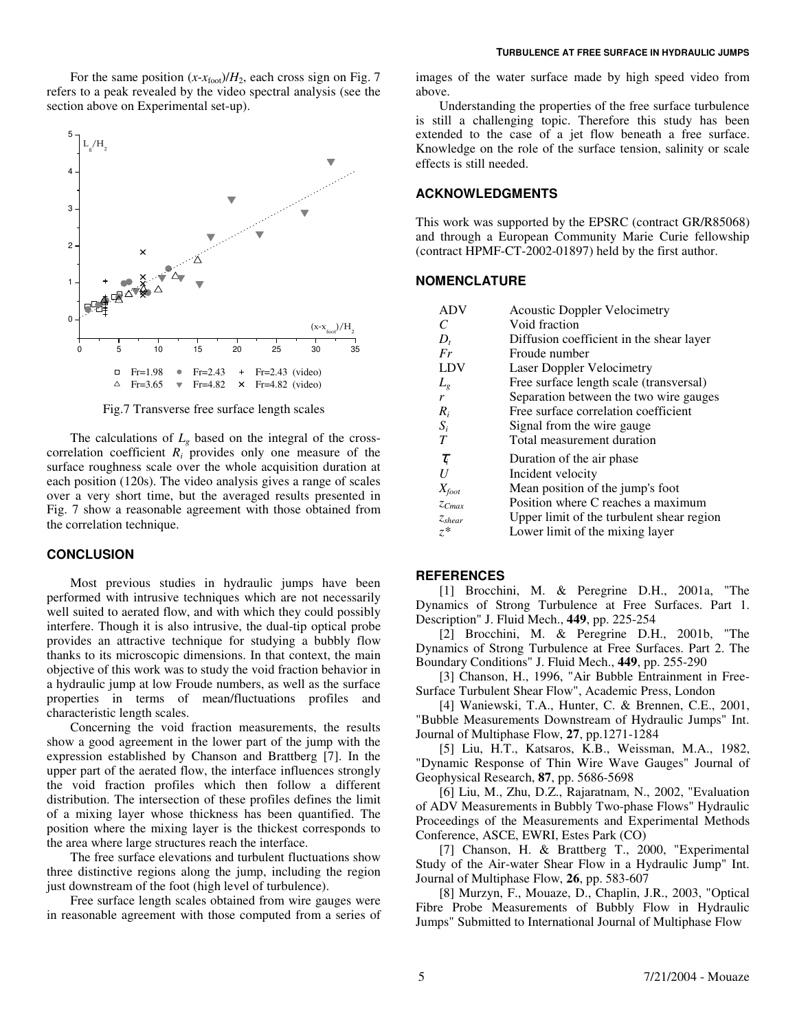For the same position $(x-x_{foot})/H_2$, each cross sign on Fig. 7 refers to a peak revealed by the video spectral analysis (see the section above on Experimental set-up).

$L_g/H_2$

5
4
3
2
1
0

0 5 10 15 20 25 30 35

$(x-x_{foot})/H_2$

□ Fr=1.98 ● Fr=2.43 + Fr=2.43 (video)
△ Fr=3.65 ▼ Fr=4.82 × Fr=4.82 (video)

Fig.7 Transverse free surface length scales

The calculations of $L_g$ based on the integral of the cross-correlation coefficient $R_i$ provides only one measure of the surface roughness scale over the whole acquisition duration at each position (120s). The video analysis gives a range of scales over a very short time, but the averaged results presented in Fig. 7 show a reasonable agreement with those obtained from the correlation technique.

## CONCLUSION

Most previous studies in hydraulic jumps have been performed with intrusive techniques which are not necessarily well suited to aerated flow, and with which they could possibly interfere. Though it is also intrusive, the dual-tip optical probe provides an attractive technique for studying a bubbly flow thanks to its microscopic dimensions. In that context, the main objective of this work was to study the void fraction behavior in a hydraulic jump at low Froude numbers, as well as the surface properties in terms of mean/fluctuations profiles and characteristic length scales.

Concerning the void fraction measurements, the results show a good agreement in the lower part of the jump with the expression established by Chanson and Brattberg [7]. In the upper part of the aerated flow, the interface influences strongly the void fraction profiles which then follow a different distribution. The intersection of these profiles defines the limit of a mixing layer whose thickness has been quantified. The position where the mixing layer is the thickest corresponds to the area where large structures reach the interface.

The free surface elevations and turbulent fluctuations show three distinctive regions along the jump, including the region just downstream of the foot (high level of turbulence).

Free surface length scales obtained from wire gauges were in reasonable agreement with those computed from a series of images of the water surface made by high speed video from above.

Understanding the properties of the free surface turbulence is still a challenging topic. Therefore this study has been extended to the case of a jet flow beneath a free surface. Knowledge on the role of the surface tension, salinity or scale effects is still needed.

## ACKNOWLEDGMENTS

This work was supported by the EPSRC (contract GR/R85068) and through a European Community Marie Curie fellowship (contract HPMF-CT-2002-01897) held by the first author.

## NOMENCLATURE

| | |
|---|---|
| ADV | Acoustic Doppler Velocimetry |
| $C$ | Void fraction |
| $D_t$ | Diffusion coefficient in the shear layer |
| $Fr$ | Froude number |
| LDV | Laser Doppler Velocimetry |
| $L_g$ | Free surface length scale (transversal) |
| $r$ | Separation between the two wire gauges |
| $R_i$ | Free surface correlation coefficient |
| $S_i$ | Signal from the wire gauge |
| $T$ | Total measurement duration |
| $\tau_i$ | Duration of the air phase |
| $U$ | Incident velocity |
| $X_{foot}$ | Mean position of the jump's foot |
| $z_{Cmax}$ | Position where C reaches a maximum |
| $z_{shear}$ | Upper limit of the turbulent shear region |
| $z^*$ | Lower limit of the mixing layer |

## REFERENCES

[1] Brocchini, M. & Peregrine D.H., 2001a, "The Dynamics of Strong Turbulence at Free Surfaces. Part 1. Description" J. Fluid Mech., **449**, pp. 225-254

[2] Brocchini, M. & Peregrine D.H., 2001b, "The Dynamics of Strong Turbulence at Free Surfaces. Part 2. The Boundary Conditions" J. Fluid Mech., **449**, pp. 255-290

[3] Chanson, H., 1996, "Air Bubble Entrainment in Free-Surface Turbulent Shear Flow", Academic Press, London

[4] Waniewski, T.A., Hunter, C. & Brennen, C.E., 2001, "Bubble Measurements Downstream of Hydraulic Jumps" Int. Journal of Multiphase Flow, **27**, pp.1271-1284

[5] Liu, H.T., Katsaros, K.B., Weissman, M.A., 1982, "Dynamic Response of Thin Wire Wave Gauges" Journal of Geophysical Research, **87**, pp. 5686-5698

[6] Liu, M., Zhu, D.Z., Rajaratnam, N., 2002, "Evaluation of ADV Measurements in Bubbly Two-phase Flows" Hydraulic Proceedings of the Measurements and Experimental Methods Conference, ASCE, EWRI, Estes Park (CO)

[7] Chanson, H. & Brattberg T., 2000, "Experimental Study of the Air-water Shear Flow in a Hydraulic Jump" Int. Journal of Multiphase Flow, **26**, pp. 583-607

[8] Murzyn, F., Mouaze, D., Chaplin, J.R., 2003, "Optical Fibre Probe Measurements of Bubbly Flow in Hydraulic Jumps" Submitted to International Journal of Multiphase Flow